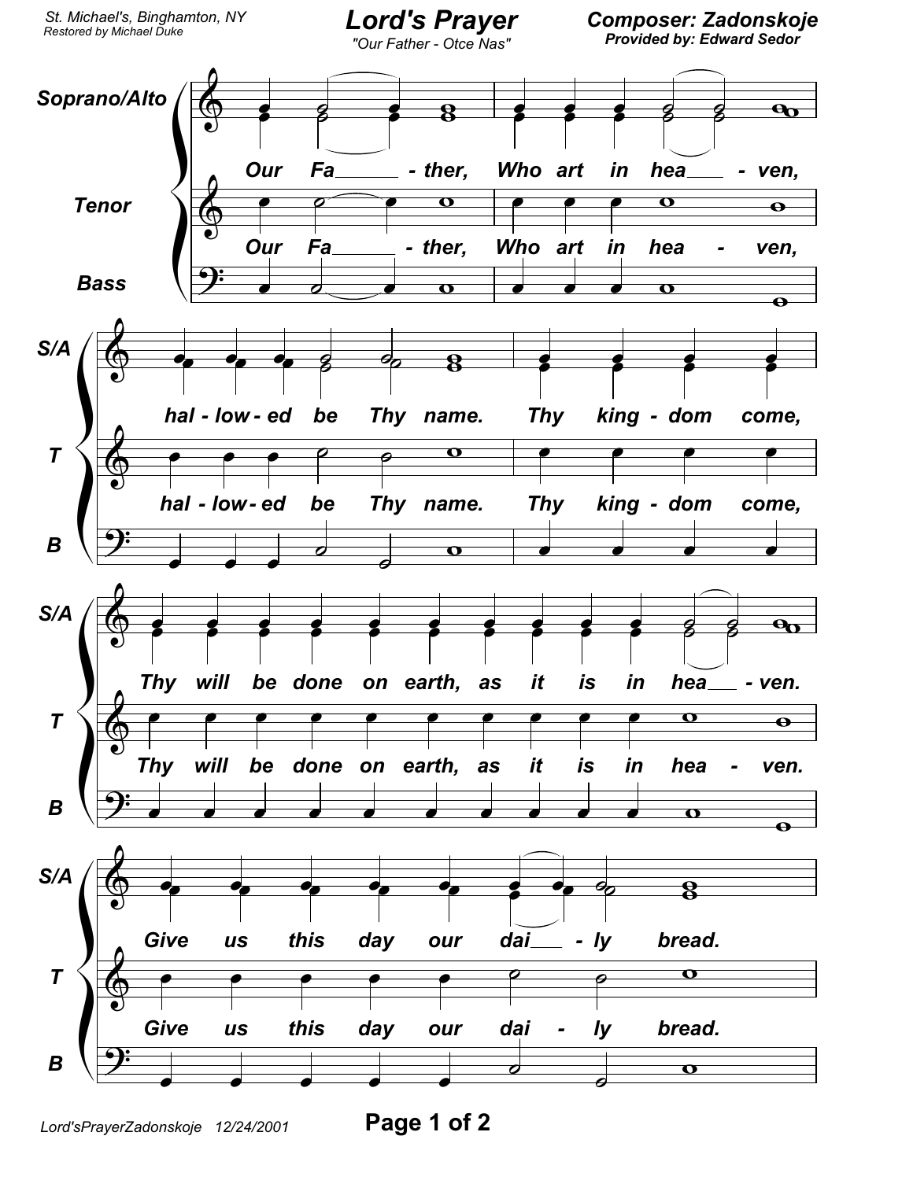St. Michael's, Binghamton, NY
Restored by Michael Duke

# Lord's Prayer

"Our Father - Otce Nas"

**Composer: Zadonskoje**
**Provided by: Edward Sedor**

Soprano/Alto, Tenor, Bass

Our Fa - ther, Who art in hea - ven,

hal - low - ed be Thy name. Thy king - dom come,

Thy will be done on earth, as it is in hea - ven.

Give us this day our dai - ly bread.

Lord'sPrayerZadonskoje 12/24/2001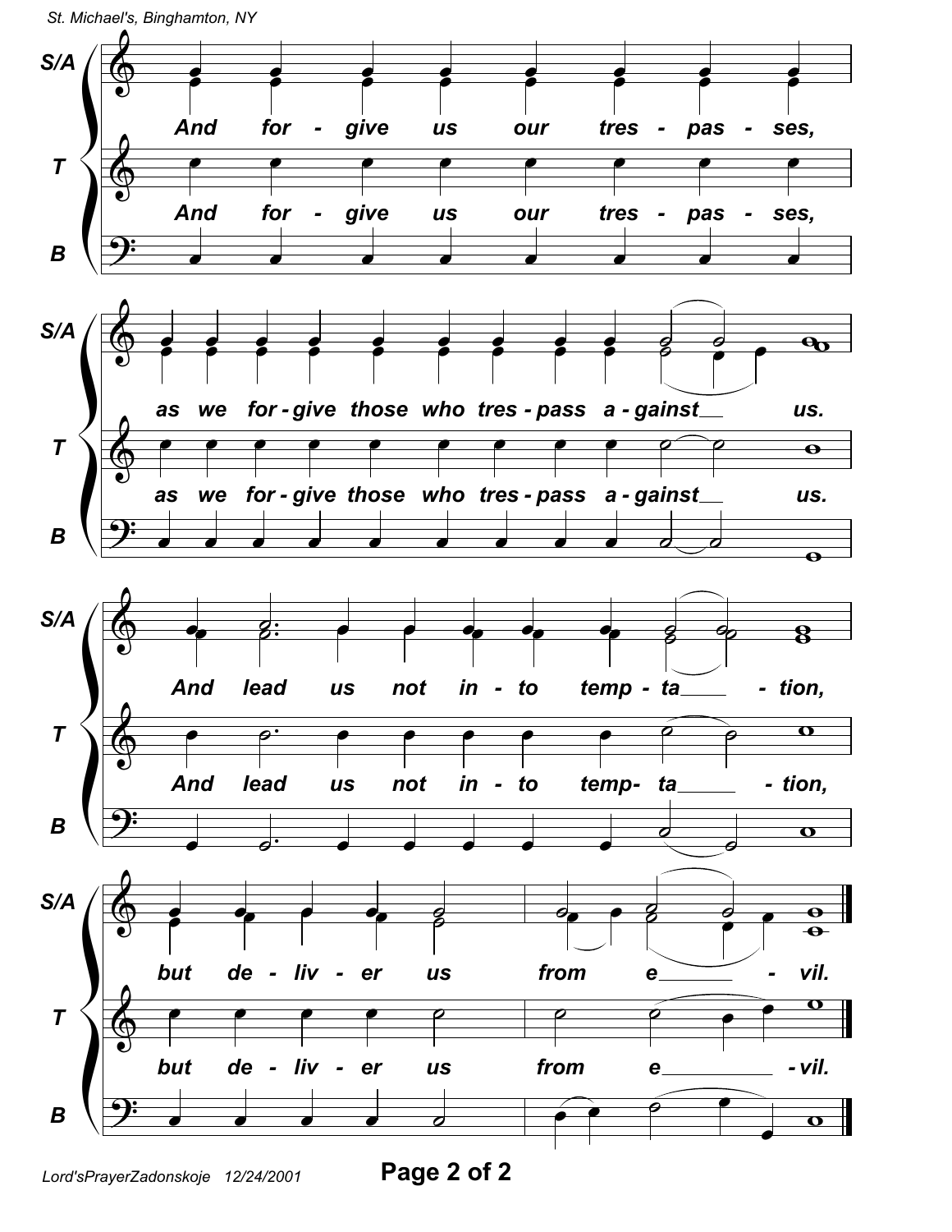St. Michael's, Binghamton, NY

S/A: And for - give us our tres - pas - ses,

T: And for - give us our tres - pas - ses,

B

S/A: as we for - give those who tres - pass a - gainst__ us.

T: as we for - give those who tres - pass a - gainst__ us.

B

S/A: And lead us not in - to temp - ta____ - tion,

T: And lead us not in - to temp- ta_____ - tion,

B

S/A: but de - liv - er us from e______ - vil.

T: but de - liv - er us from e_________ - vil.

B

Lord'sPrayerZadonskoje 12/24/2001